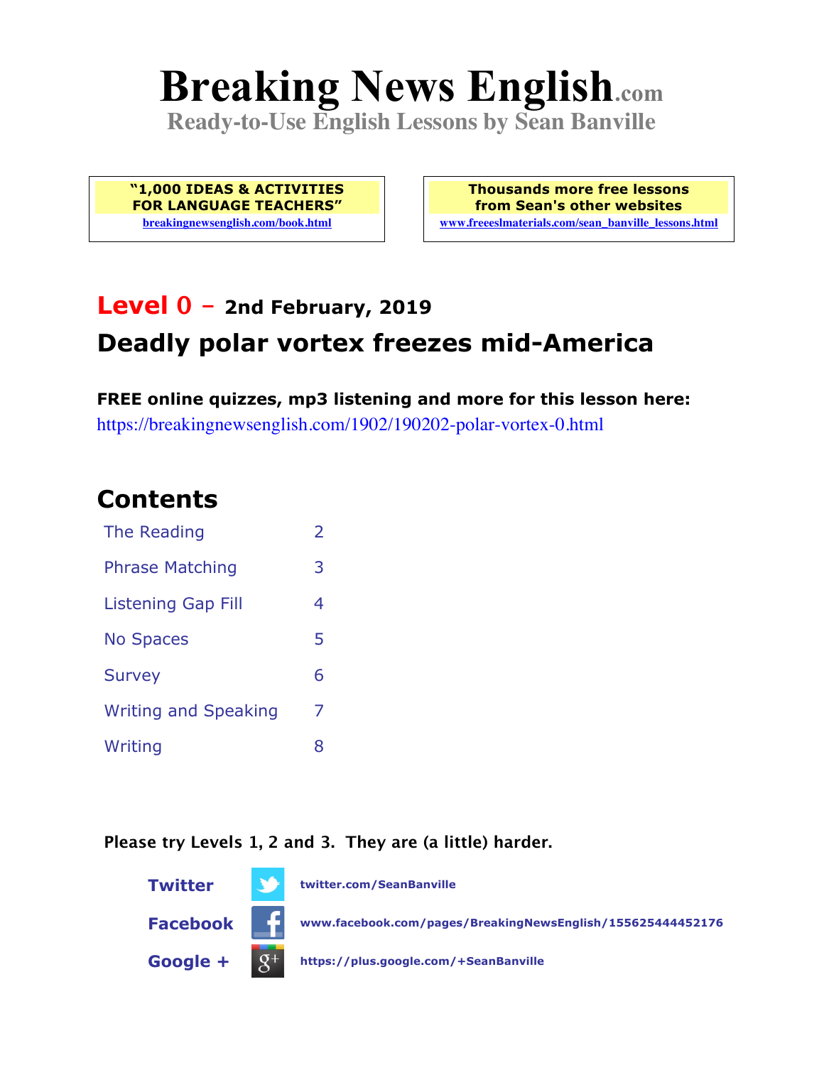# Breaking News English.com

**Ready-to-Use English Lessons by Sean Banville**

**"1,000 IDEAS & ACTIVITIES FOR LANGUAGE TEACHERS"**
breakingnewsenglish.com/book.html

**Thousands more free lessons from Sean's other websites**
www.freeeslmaterials.com/sean_banville_lessons.html

## Level 0 – 2nd February, 2019

## Deadly polar vortex freezes mid-America

**FREE online quizzes, mp3 listening and more for this lesson here:**
https://breakingnewsenglish.com/1902/190202-polar-vortex-0.html

## Contents

| | |
|---|---|
| The Reading | 2 |
| Phrase Matching | 3 |
| Listening Gap Fill | 4 |
| No Spaces | 5 |
| Survey | 6 |
| Writing and Speaking | 7 |
| Writing | 8 |

**Please try Levels 1, 2 and 3. They are (a little) harder.**

**Twitter** twitter.com/SeanBanville

**Facebook** www.facebook.com/pages/BreakingNewsEnglish/155625444452176

**Google +** https://plus.google.com/+SeanBanville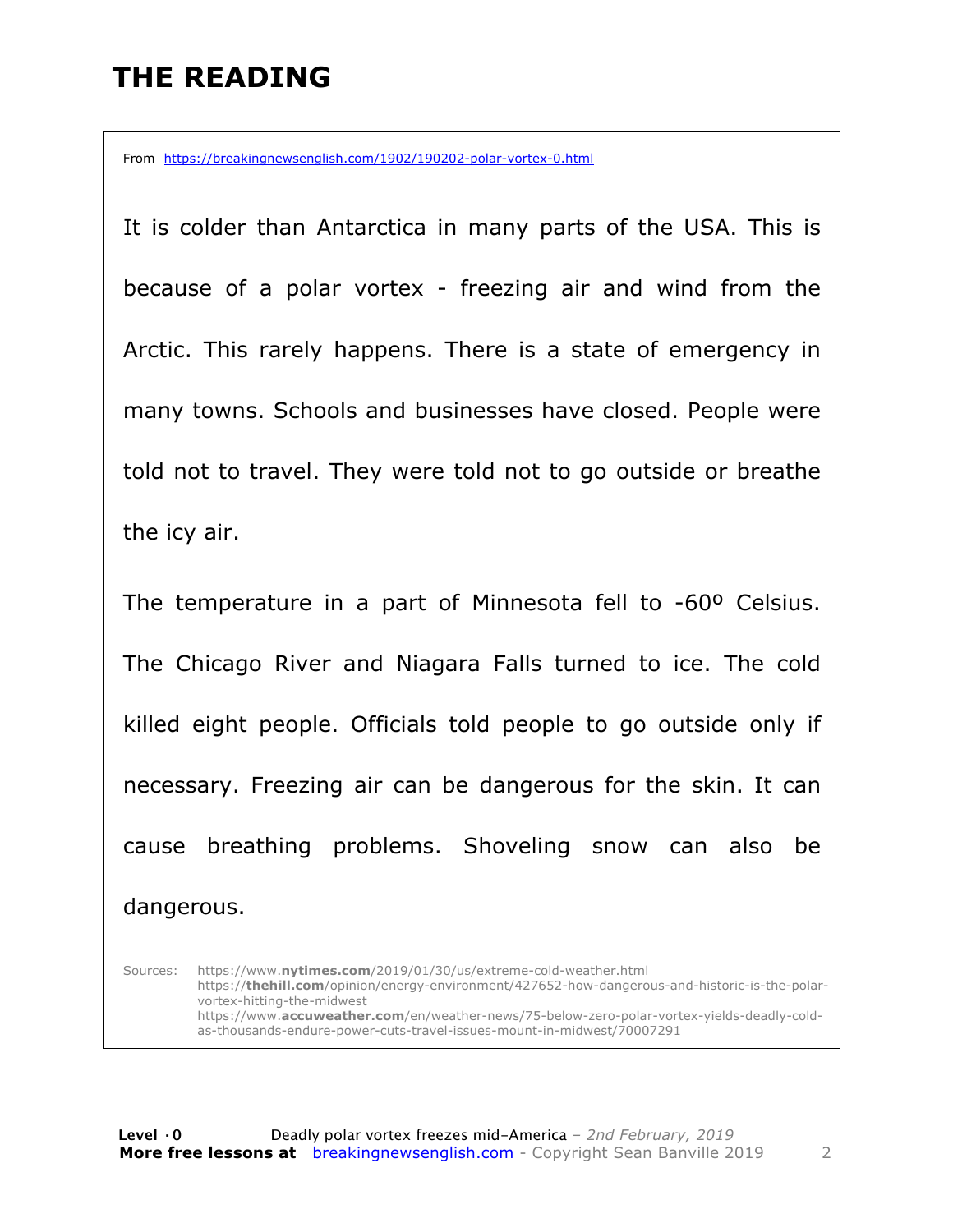# THE READING

From https://breakingnewsenglish.com/1902/190202-polar-vortex-0.html

It is colder than Antarctica in many parts of the USA. This is because of a polar vortex - freezing air and wind from the Arctic. This rarely happens. There is a state of emergency in many towns. Schools and businesses have closed. People were told not to travel. They were told not to go outside or breathe the icy air.

The temperature in a part of Minnesota fell to -60º Celsius. The Chicago River and Niagara Falls turned to ice. The cold killed eight people. Officials told people to go outside only if necessary. Freezing air can be dangerous for the skin. It can cause breathing problems. Shoveling snow can also be dangerous.

Sources:
https://www.**nytimes.com**/2019/01/30/us/extreme-cold-weather.html
https://**thehill.com**/opinion/energy-environment/427652-how-dangerous-and-historic-is-the-polar-vortex-hitting-the-midwest
https://www.**accuweather.com**/en/weather-news/75-below-zero-polar-vortex-yields-deadly-cold-as-thousands-endure-power-cuts-travel-issues-mount-in-midwest/70007291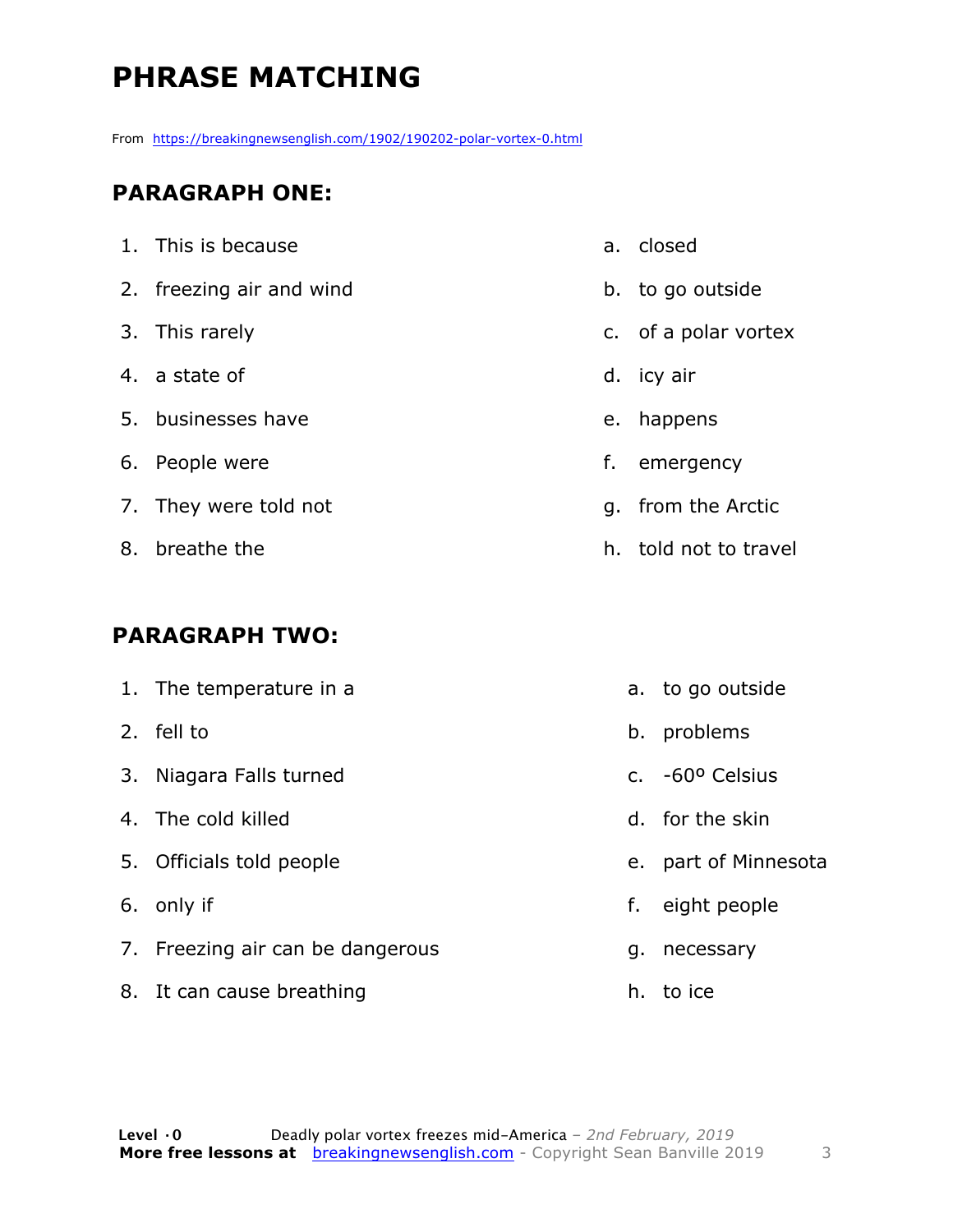# PHRASE MATCHING

From https://breakingnewsenglish.com/1902/190202-polar-vortex-0.html

## PARAGRAPH ONE:

1. This is because
2. freezing air and wind
3. This rarely
4. a state of
5. businesses have
6. People were
7. They were told not
8. breathe the

a. closed
b. to go outside
c. of a polar vortex
d. icy air
e. happens
f. emergency
g. from the Arctic
h. told not to travel

## PARAGRAPH TWO:

1. The temperature in a
2. fell to
3. Niagara Falls turned
4. The cold killed
5. Officials told people
6. only if
7. Freezing air can be dangerous
8. It can cause breathing

a. to go outside
b. problems
c. -60º Celsius
d. for the skin
e. part of Minnesota
f. eight people
g. necessary
h. to ice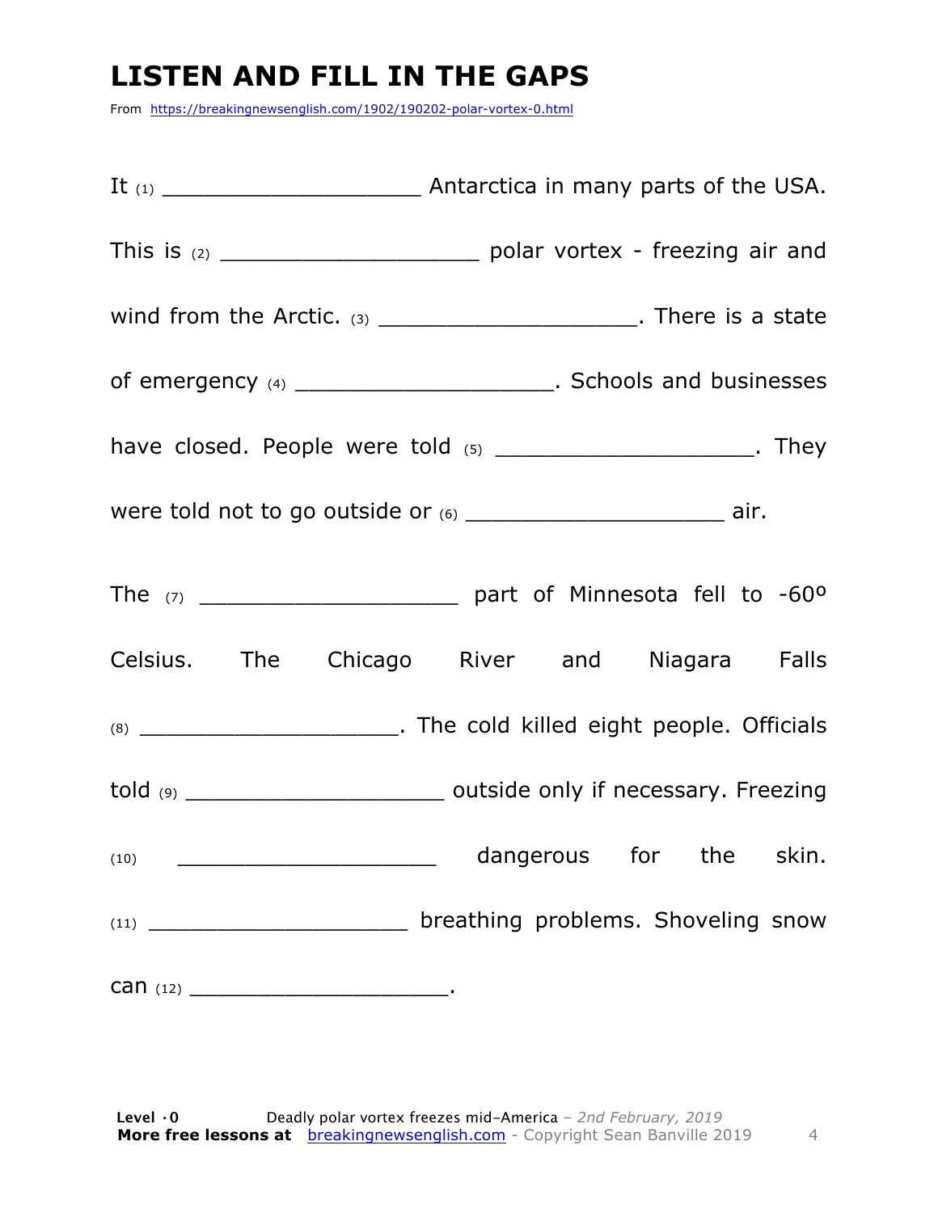# LISTEN AND FILL IN THE GAPS

From https://breakingnewsenglish.com/1902/190202-polar-vortex-0.html

It (1) ____________________ Antarctica in many parts of the USA. This is (2) ____________________ polar vortex - freezing air and wind from the Arctic. (3) ____________________. There is a state of emergency (4) ____________________. Schools and businesses have closed. People were told (5) ____________________. They were told not to go outside or (6) ____________________ air.

The (7) ____________________ part of Minnesota fell to -60º Celsius. The Chicago River and Niagara Falls (8) ____________________. The cold killed eight people. Officials told (9) ____________________ outside only if necessary. Freezing (10) ____________________ dangerous for the skin. (11) ____________________ breathing problems. Shoveling snow can (12) ____________________.

**Level · 0** Deadly polar vortex freezes mid-America – *2nd February, 2019*
**More free lessons at** breakingnewsenglish.com - Copyright Sean Banville 2019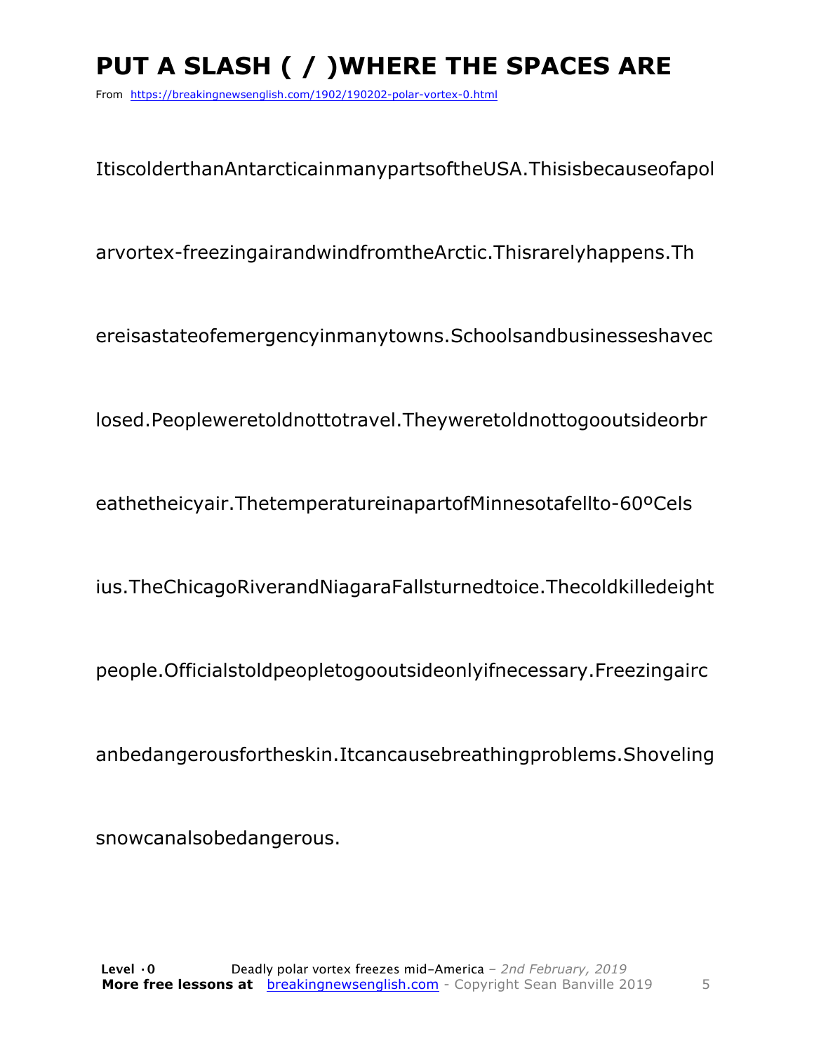# PUT A SLASH ( / )WHERE THE SPACES ARE

From https://breakingnewsenglish.com/1902/190202-polar-vortex-0.html

ItiscolderthanAntarcticainmanypartsoftheUSA.Thisisbecauseofapol

arvortex-freezingairandwindfromtheArctic.Thisrarelyhappens.Th

ereisastateofemergencyinmanytowns.Schoolsandbusinesseshavec

losed.Peopleweretoldnottotravel.Theyweretoldnottogooutsideorbr

eathetheicyair.ThetemperatureinapartofMinnesotafellto-60ºCels

ius.TheChicagoRiverandNiagaraFallsturnedtoice.Thecoldkilledeight

people.Officialstoldpeopletogooutsideonlyifnecessary.Freezingairc

anbedangerousfortheskin.Itcancausebreathingproblems.Shoveling

snowcanalsobedangerous.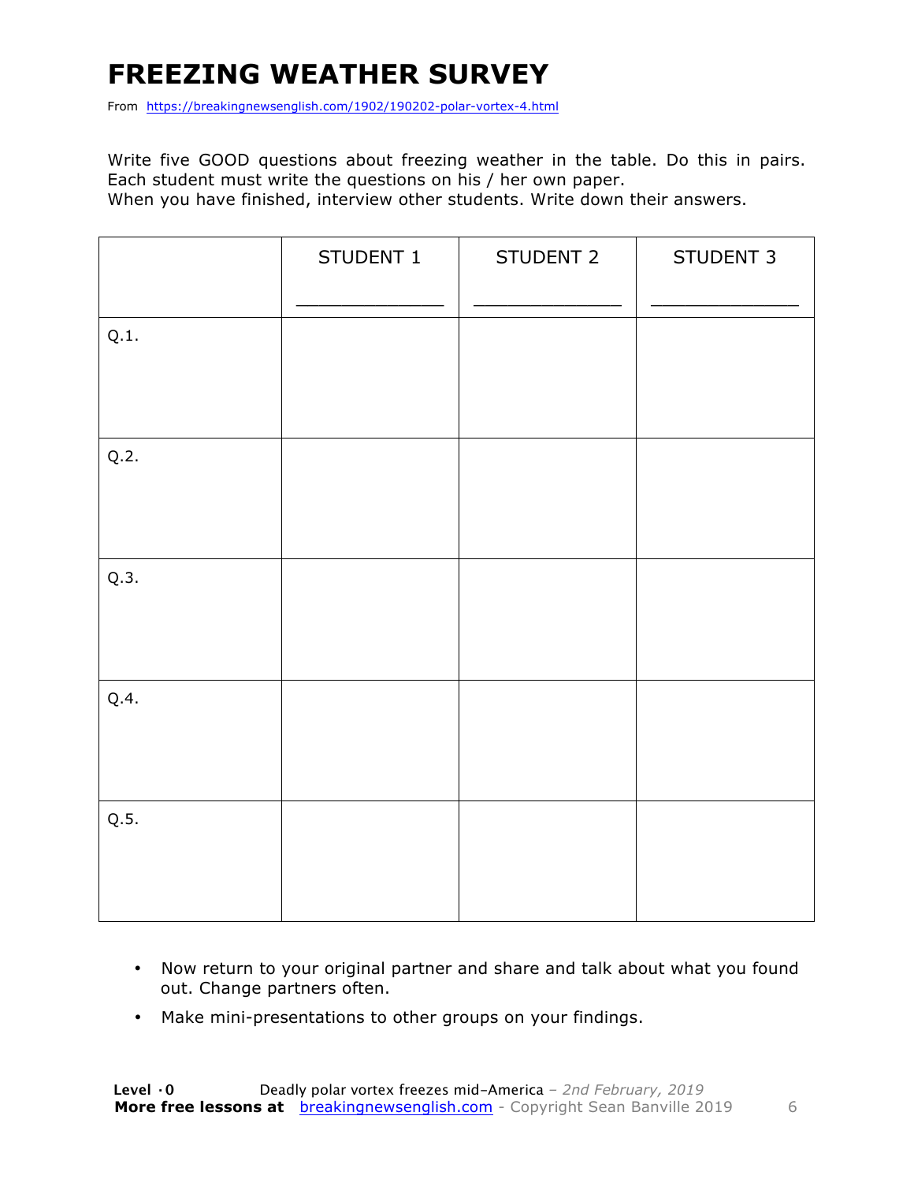# FREEZING WEATHER SURVEY

From https://breakingnewsenglish.com/1902/190202-polar-vortex-4.html

Write five GOOD questions about freezing weather in the table. Do this in pairs. Each student must write the questions on his / her own paper.
When you have finished, interview other students. Write down their answers.

| | STUDENT 1<br>_____________ | STUDENT 2<br>_____________ | STUDENT 3<br>_____________ |
|---|---|---|---|
| Q.1. | | | |
| Q.2. | | | |
| Q.3. | | | |
| Q.4. | | | |
| Q.5. | | | |

- Now return to your original partner and share and talk about what you found out. Change partners often.
- Make mini-presentations to other groups on your findings.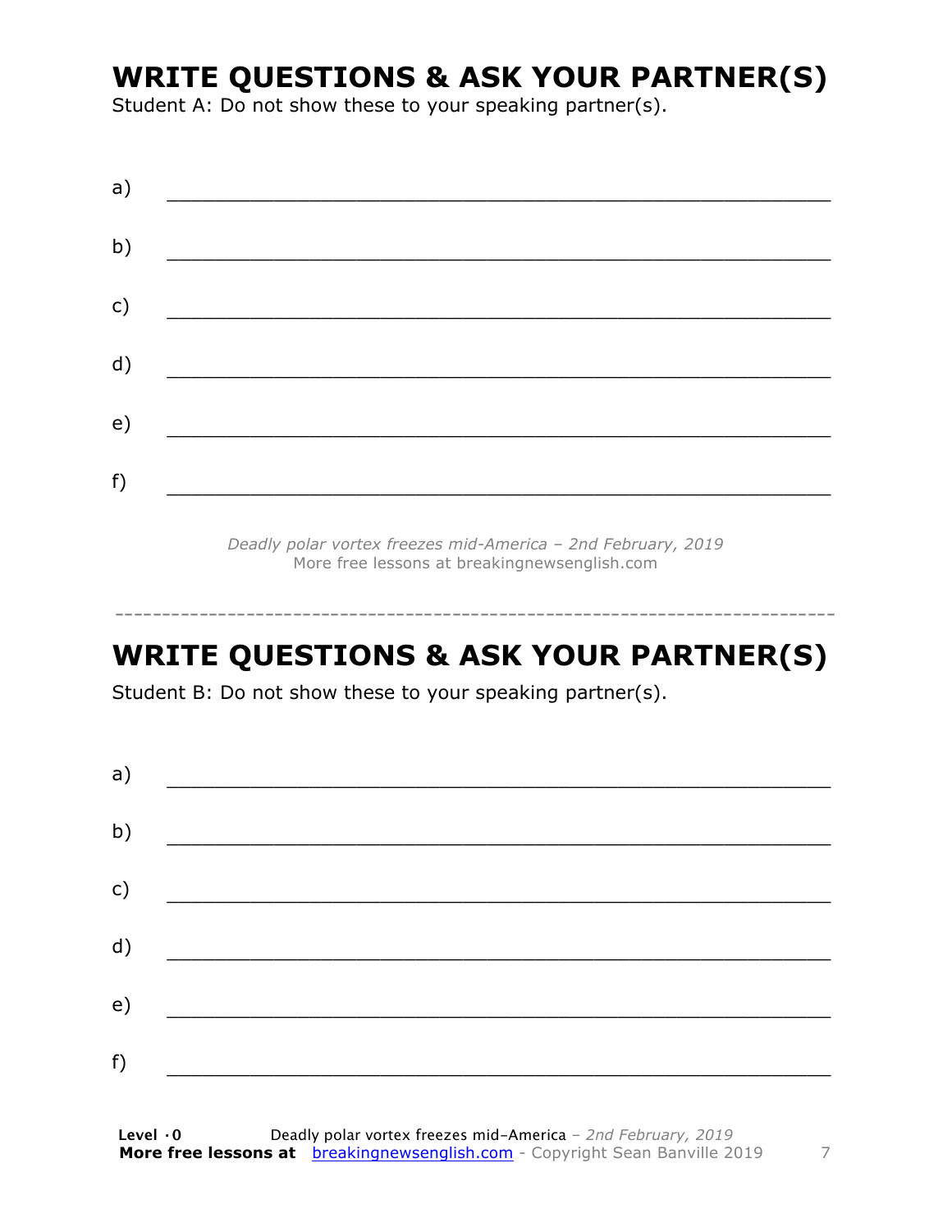## WRITE QUESTIONS & ASK YOUR PARTNER(S)

Student A: Do not show these to your speaking partner(s).

a) ___________________________________________________________

b) ___________________________________________________________

c) ___________________________________________________________

d) ___________________________________________________________

e) ___________________________________________________________

f) ___________________________________________________________

*Deadly polar vortex freezes mid-America – 2nd February, 2019*
More free lessons at breakingnewsenglish.com

---

## WRITE QUESTIONS & ASK YOUR PARTNER(S)

Student B: Do not show these to your speaking partner(s).

a) ___________________________________________________________

b) ___________________________________________________________

c) ___________________________________________________________

d) ___________________________________________________________

e) ___________________________________________________________

f) ___________________________________________________________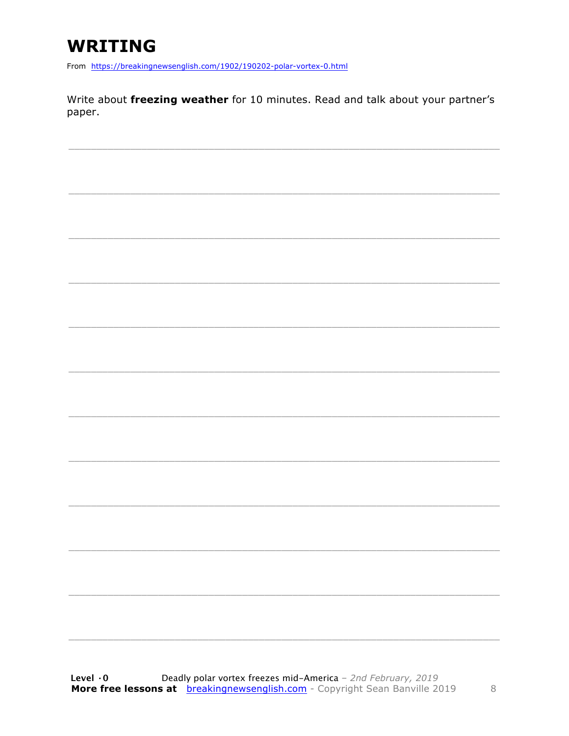# WRITING

From https://breakingnewsenglish.com/1902/190202-polar-vortex-0.html

Write about **freezing weather** for 10 minutes. Read and talk about your partner's paper.

___________________________________________________________________________

___________________________________________________________________________

___________________________________________________________________________

___________________________________________________________________________

___________________________________________________________________________

___________________________________________________________________________

___________________________________________________________________________

___________________________________________________________________________

___________________________________________________________________________

___________________________________________________________________________

___________________________________________________________________________

___________________________________________________________________________